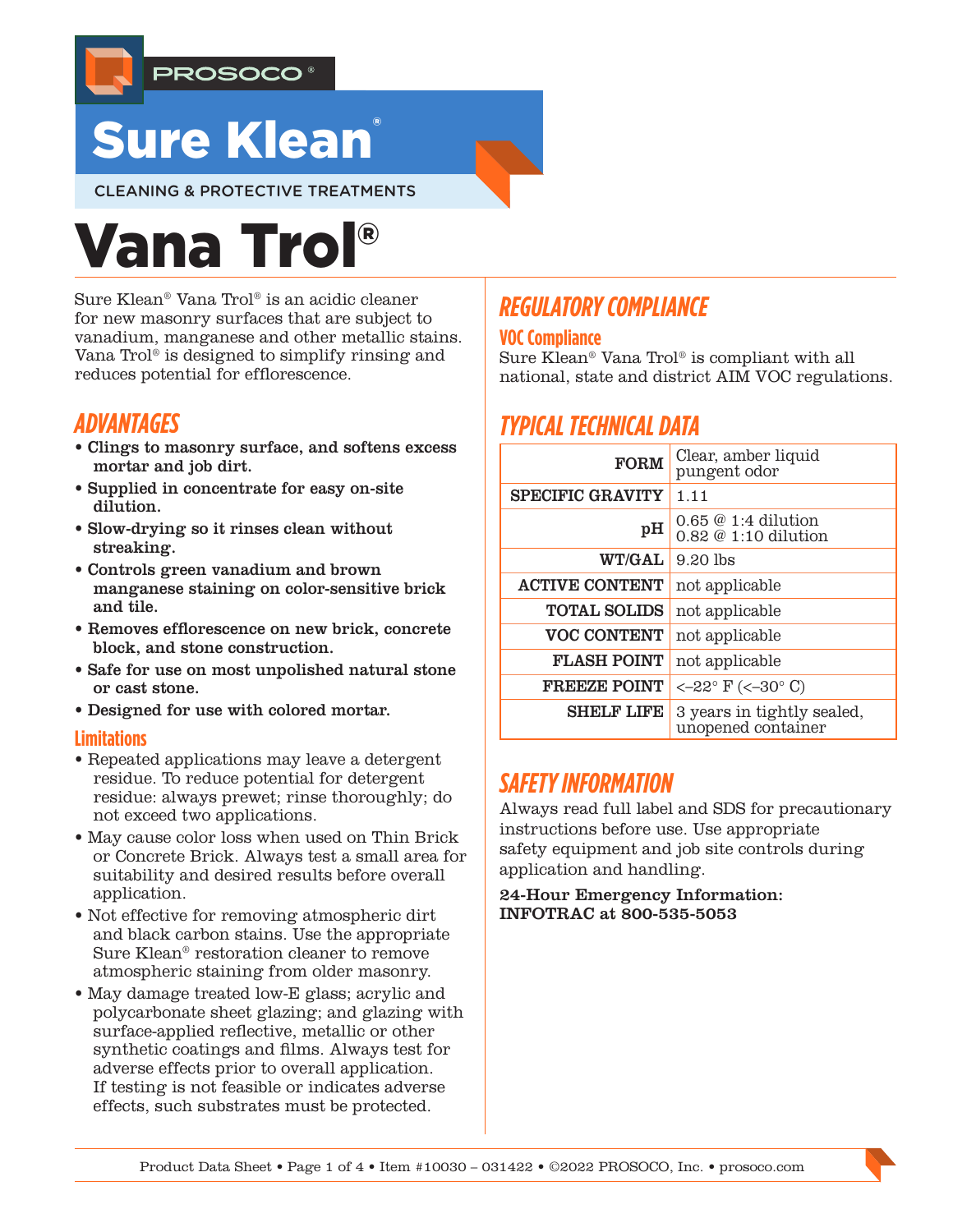PROSOCO®

# Sure Klean®

CLEANING & PROTECTIVE TREATMENTS

# Vana Trol®

Sure Klean® Vana Trol® is an acidic cleaner for new masonry surfaces that are subject to vanadium, manganese and other metallic stains. Vana Trol® is designed to simplify rinsing and reduces potential for efflorescence.

## ADVANTAGES

- **Clings to masonry surface, and softens excess mortar and job dirt.**
- **Supplied in concentrate for easy on-site dilution.**
- **Slow-drying so it rinses clean without streaking.**
- **Controls green vanadium and brown manganese staining on color-sensitive brick and tile.**
- **Removes efflorescence on new brick, concrete block, and stone construction.**
- **Safe for use on most unpolished natural stone or cast stone.**
- **Designed for use with colored mortar.**

### Limitations

- Repeated applications may leave a detergent residue. To reduce potential for detergent residue: always prewet; rinse thoroughly; do not exceed two applications.
- May cause color loss when used on Thin Brick or Concrete Brick. Always test a small area for suitability and desired results before overall application.
- Not effective for removing atmospheric dirt and black carbon stains. Use the appropriate Sure Klean® restoration cleaner to remove atmospheric staining from older masonry.
- May damage treated low-E glass; acrylic and polycarbonate sheet glazing; and glazing with surface-applied reflective, metallic or other synthetic coatings and films. Always test for adverse effects prior to overall application. If testing is not feasible or indicates adverse effects, such substrates must be protected.

## REGULATORY COMPLIANCE

### VOC Compliance

Sure Klean® Vana Trol® is compliant with all national, state and district AIM VOC regulations.

## TYPICAL TECHNICAL DATA

| | |
|---|---|
| **FORM** | Clear, amber liquid pungent odor |
| **SPECIFIC GRAVITY** | 1.11 |
| **pH** | 0.65 @ 1:4 dilution<br>0.82 @ 1:10 dilution |
| **WT/GAL** | 9.20 lbs |
| **ACTIVE CONTENT** | not applicable |
| **TOTAL SOLIDS** | not applicable |
| **VOC CONTENT** | not applicable |
| **FLASH POINT** | not applicable |
| **FREEZE POINT** | <–22° F (<–30° C) |
| **SHELF LIFE** | 3 years in tightly sealed, unopened container |

## SAFETY INFORMATION

Always read full label and SDS for precautionary instructions before use. Use appropriate safety equipment and job site controls during application and handling.

**24-Hour Emergency Information: INFOTRAC at 800-535-5053**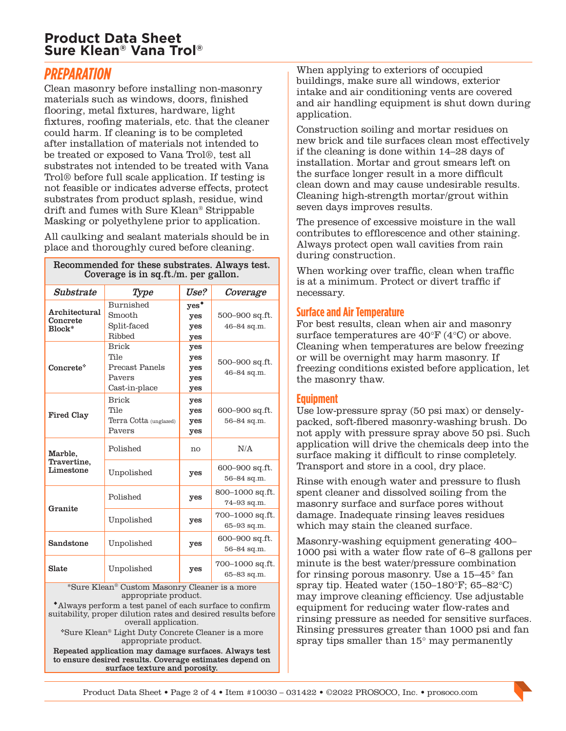## PREPARATION

Clean masonry before installing non-masonry materials such as windows, doors, finished flooring, metal fixtures, hardware, light fixtures, roofing materials, etc. that the cleaner could harm. If cleaning is to be completed after installation of materials not intended to be treated or exposed to Vana Trol®, test all substrates not intended to be treated with Vana Trol® before full scale application. If testing is not feasible or indicates adverse effects, protect substrates from product splash, residue, wind drift and fumes with Sure Klean® Strippable Masking or polyethylene prior to application.

All caulking and sealant materials should be in place and thoroughly cured before cleaning.

**Recommended for these substrates. Always test. Coverage is in sq.ft./m. per gallon.**

| *Substrate* | *Type* | *Use?* | *Coverage* |
|---|---|---|---|
| **Architectural Concrete Block*** | Burnished<br>Smooth<br>Split-faced<br>Ribbed | **yes◆**<br>**yes**<br>**yes**<br>**yes** | 500–900 sq.ft.<br>46–84 sq.m. |
| **Concrete❖** | Brick<br>Tile<br>Precast Panels<br>Pavers<br>Cast-in-place | **yes**<br>**yes**<br>**yes**<br>**yes**<br>**yes** | 500–900 sq.ft.<br>46–84 sq.m. |
| **Fired Clay** | Brick<br>Tile<br>Terra Cotta (unglazed)<br>Pavers | **yes**<br>**yes**<br>**yes**<br>**yes** | 600–900 sq.ft.<br>56–84 sq.m. |
| **Marble, Travertine, Limestone** | Polished | no | N/A |
| | Unpolished | **yes** | 600–900 sq.ft.<br>56–84 sq.m. |
| **Granite** | Polished | **yes** | 800–1000 sq.ft.<br>74–93 sq.m. |
| | Unpolished | **yes** | 700–1000 sq.ft.<br>65–93 sq.m. |
| **Sandstone** | Unpolished | **yes** | 600–900 sq.ft.<br>56–84 sq.m. |
| **Slate** | Unpolished | **yes** | 700–1000 sq.ft.<br>65–83 sq.m. |

*Sure Klean® Custom Masonry Cleaner is a more appropriate product.

◆Always perform a test panel of each surface to confirm suitability, proper dilution rates and desired results before overall application.

❖Sure Klean® Light Duty Concrete Cleaner is a more appropriate product.

**Repeated application may damage surfaces. Always test to ensure desired results. Coverage estimates depend on surface texture and porosity.**

When applying to exteriors of occupied buildings, make sure all windows, exterior intake and air conditioning vents are covered and air handling equipment is shut down during application.

Construction soiling and mortar residues on new brick and tile surfaces clean most effectively if the cleaning is done within 14–28 days of installation. Mortar and grout smears left on the surface longer result in a more difficult clean down and may cause undesirable results. Cleaning high-strength mortar/grout within seven days improves results.

The presence of excessive moisture in the wall contributes to efflorescence and other staining. Always protect open wall cavities from rain during construction.

When working over traffic, clean when traffic is at a minimum. Protect or divert traffic if necessary.

### Surface and Air Temperature

For best results, clean when air and masonry surface temperatures are 40°F (4°C) or above. Cleaning when temperatures are below freezing or will be overnight may harm masonry. If freezing conditions existed before application, let the masonry thaw.

### Equipment

Use low-pressure spray (50 psi max) or densely-packed, soft-fibered masonry-washing brush. Do not apply with pressure spray above 50 psi. Such application will drive the chemicals deep into the surface making it difficult to rinse completely. Transport and store in a cool, dry place.

Rinse with enough water and pressure to flush spent cleaner and dissolved soiling from the masonry surface and surface pores without damage. Inadequate rinsing leaves residues which may stain the cleaned surface.

Masonry-washing equipment generating 400–1000 psi with a water flow rate of 6–8 gallons per minute is the best water/pressure combination for rinsing porous masonry. Use a 15–45° fan spray tip. Heated water (150–180°F; 65–82°C) may improve cleaning efficiency. Use adjustable equipment for reducing water flow-rates and rinsing pressure as needed for sensitive surfaces. Rinsing pressures greater than 1000 psi and fan spray tips smaller than 15° may permanently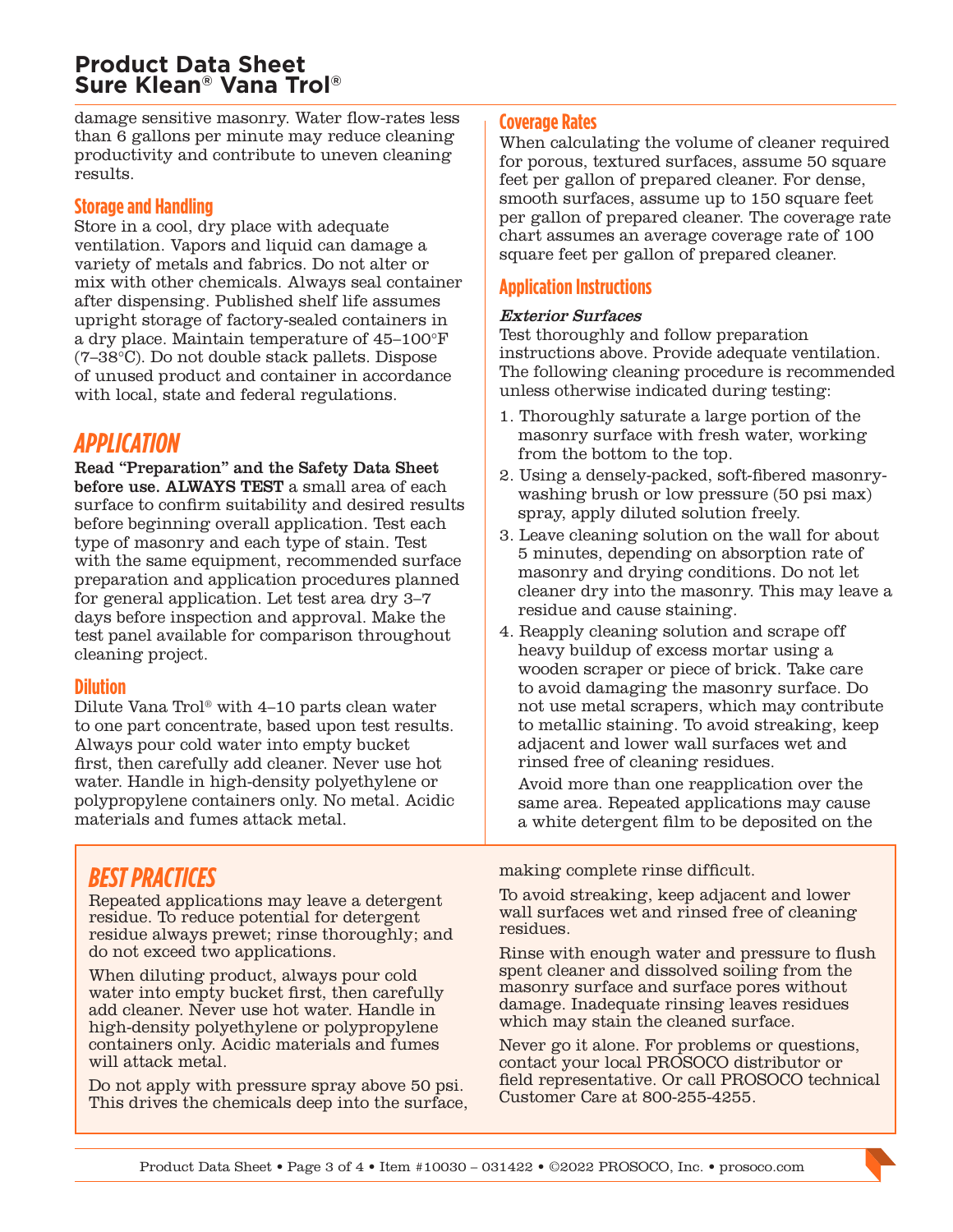damage sensitive masonry. Water flow-rates less than 6 gallons per minute may reduce cleaning productivity and contribute to uneven cleaning results.

### Storage and Handling

Store in a cool, dry place with adequate ventilation. Vapors and liquid can damage a variety of metals and fabrics. Do not alter or mix with other chemicals. Always seal container after dispensing. Published shelf life assumes upright storage of factory-sealed containers in a dry place. Maintain temperature of 45–100°F (7–38°C). Do not double stack pallets. Dispose of unused product and container in accordance with local, state and federal regulations.

## APPLICATION

**Read "Preparation" and the Safety Data Sheet before use. ALWAYS TEST** a small area of each surface to confirm suitability and desired results before beginning overall application. Test each type of masonry and each type of stain. Test with the same equipment, recommended surface preparation and application procedures planned for general application. Let test area dry 3–7 days before inspection and approval. Make the test panel available for comparison throughout cleaning project.

### Dilution

Dilute Vana Trol® with 4–10 parts clean water to one part concentrate, based upon test results. Always pour cold water into empty bucket first, then carefully add cleaner. Never use hot water. Handle in high-density polyethylene or polypropylene containers only. No metal. Acidic materials and fumes attack metal.

### Coverage Rates

When calculating the volume of cleaner required for porous, textured surfaces, assume 50 square feet per gallon of prepared cleaner. For dense, smooth surfaces, assume up to 150 square feet per gallon of prepared cleaner. The coverage rate chart assumes an average coverage rate of 100 square feet per gallon of prepared cleaner.

### Application Instructions

***Exterior Surfaces***

Test thoroughly and follow preparation instructions above. Provide adequate ventilation. The following cleaning procedure is recommended unless otherwise indicated during testing:

1. Thoroughly saturate a large portion of the masonry surface with fresh water, working from the bottom to the top.
2. Using a densely-packed, soft-fibered masonry-washing brush or low pressure (50 psi max) spray, apply diluted solution freely.
3. Leave cleaning solution on the wall for about 5 minutes, depending on absorption rate of masonry and drying conditions. Do not let cleaner dry into the masonry. This may leave a residue and cause staining.
4. Reapply cleaning solution and scrape off heavy buildup of excess mortar using a wooden scraper or piece of brick. Take care to avoid damaging the masonry surface. Do not use metal scrapers, which may contribute to metallic staining. To avoid streaking, keep adjacent and lower wall surfaces wet and rinsed free of cleaning residues.

   Avoid more than one reapplication over the same area. Repeated applications may cause a white detergent film to be deposited on the

## BEST PRACTICES

Repeated applications may leave a detergent residue. To reduce potential for detergent residue always prewet; rinse thoroughly; and do not exceed two applications.

When diluting product, always pour cold water into empty bucket first, then carefully add cleaner. Never use hot water. Handle in high-density polyethylene or polypropylene containers only. Acidic materials and fumes will attack metal.

Do not apply with pressure spray above 50 psi. This drives the chemicals deep into the surface, making complete rinse difficult.

To avoid streaking, keep adjacent and lower wall surfaces wet and rinsed free of cleaning residues.

Rinse with enough water and pressure to flush spent cleaner and dissolved soiling from the masonry surface and surface pores without damage. Inadequate rinsing leaves residues which may stain the cleaned surface.

Never go it alone. For problems or questions, contact your local PROSOCO distributor or field representative. Or call PROSOCO technical Customer Care at 800-255-4255.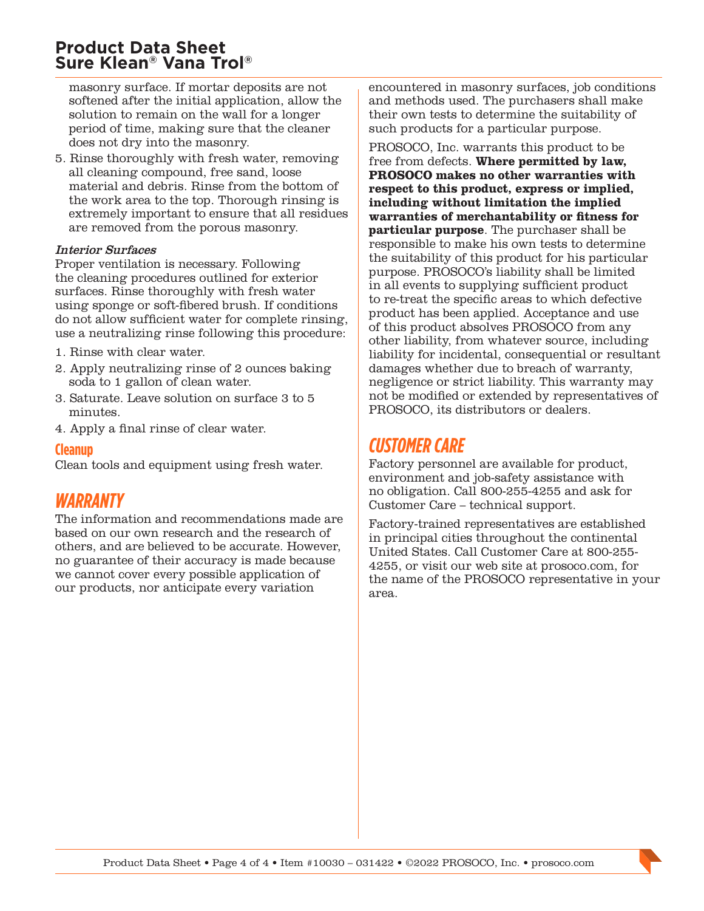masonry surface. If mortar deposits are not softened after the initial application, allow the solution to remain on the wall for a longer period of time, making sure that the cleaner does not dry into the masonry.

5. Rinse thoroughly with fresh water, removing all cleaning compound, free sand, loose material and debris. Rinse from the bottom of the work area to the top. Thorough rinsing is extremely important to ensure that all residues are removed from the porous masonry.

*Interior Surfaces*

Proper ventilation is necessary. Following the cleaning procedures outlined for exterior surfaces. Rinse thoroughly with fresh water using sponge or soft-fibered brush. If conditions do not allow sufficient water for complete rinsing, use a neutralizing rinse following this procedure:

1. Rinse with clear water.
2. Apply neutralizing rinse of 2 ounces baking soda to 1 gallon of clean water.
3. Saturate. Leave solution on surface 3 to 5 minutes.
4. Apply a final rinse of clear water.

### Cleanup

Clean tools and equipment using fresh water.

## WARRANTY

The information and recommendations made are based on our own research and the research of others, and are believed to be accurate. However, no guarantee of their accuracy is made because we cannot cover every possible application of our products, nor anticipate every variation encountered in masonry surfaces, job conditions and methods used. The purchasers shall make their own tests to determine the suitability of such products for a particular purpose.

PROSOCO, Inc. warrants this product to be free from defects. **Where permitted by law, PROSOCO makes no other warranties with respect to this product, express or implied, including without limitation the implied warranties of merchantability or fitness for particular purpose**. The purchaser shall be responsible to make his own tests to determine the suitability of this product for his particular purpose. PROSOCO's liability shall be limited in all events to supplying sufficient product to re-treat the specific areas to which defective product has been applied. Acceptance and use of this product absolves PROSOCO from any other liability, from whatever source, including liability for incidental, consequential or resultant damages whether due to breach of warranty, negligence or strict liability. This warranty may not be modified or extended by representatives of PROSOCO, its distributors or dealers.

## CUSTOMER CARE

Factory personnel are available for product, environment and job-safety assistance with no obligation. Call 800-255-4255 and ask for Customer Care – technical support.

Factory-trained representatives are established in principal cities throughout the continental United States. Call Customer Care at 800-255-4255, or visit our web site at prosoco.com, for the name of the PROSOCO representative in your area.